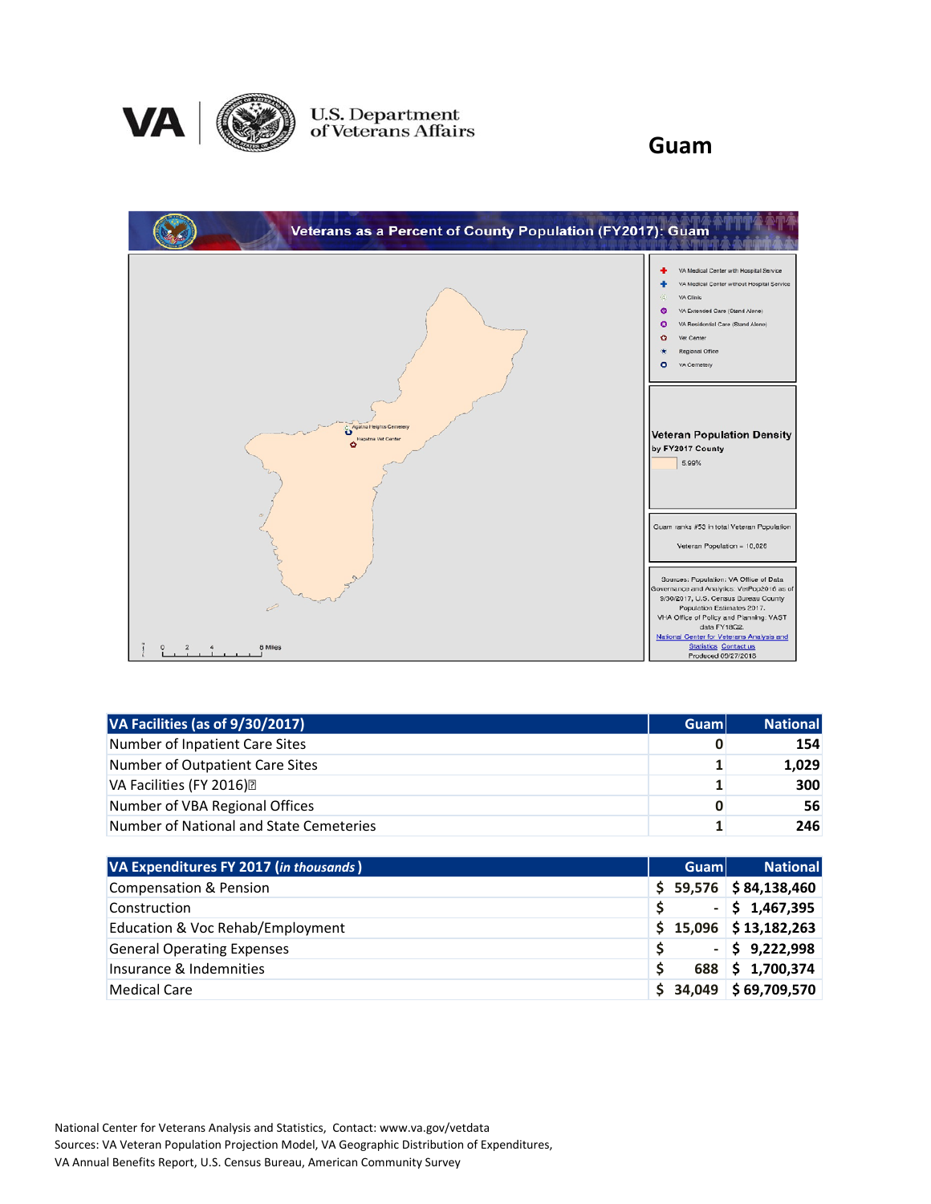# Guam

U.S. Department of Veterans Affairs

## Veterans as a Percent of County Population (FY2017): Guam

VA Medical Center with Hospital Service
VA Medical Center without Hospital Service
VA Clinic
VA Extended Care (Stand Alone)
VA Residential Care (Stand Alone)
Vet Center
Regional Office
VA Cemetery

Agana Heights Cemetery
Hagatna Vet Center

**Veteran Population Density**
by FY2017 County

5.99%

Guam ranks #53 in total Veteran Population

Veteran Population = 10,026

Sources: Population: VA Office of Data Governance and Analytics: VetPop2016 as of 9/30/2017, U.S. Census Bureau County Population Estimates 2017. VHA Office of Policy and Planning: VAST data FY18Q2.
National Center for Veterans Analysis and Statistics Contact us
Produced 09/27/2018

0 2 4 8 Miles

| VA Facilities (as of 9/30/2017) | Guam | National |
|---|---|---|
| Number of Inpatient Care Sites | 0 | 154 |
| Number of Outpatient Care Sites | 1 | 1,029 |
| VA Facilities (FY 2016) | 1 | 300 |
| Number of VBA Regional Offices | 0 | 56 |
| Number of National and State Cemeteries | 1 | 246 |

| VA Expenditures FY 2017 (*in thousands*) | Guam | National |
|---|---|---|
| Compensation & Pension | $ 59,576 | $ 84,138,460 |
| Construction | $ - | $ 1,467,395 |
| Education & Voc Rehab/Employment | $ 15,096 | $ 13,182,263 |
| General Operating Expenses | $ - | $ 9,222,998 |
| Insurance & Indemnities | $ 688 | $ 1,700,374 |
| Medical Care | $ 34,049 | $ 69,709,570 |

National Center for Veterans Analysis and Statistics, Contact: www.va.gov/vetdata
Sources: VA Veteran Population Projection Model, VA Geographic Distribution of Expenditures, VA Annual Benefits Report, U.S. Census Bureau, American Community Survey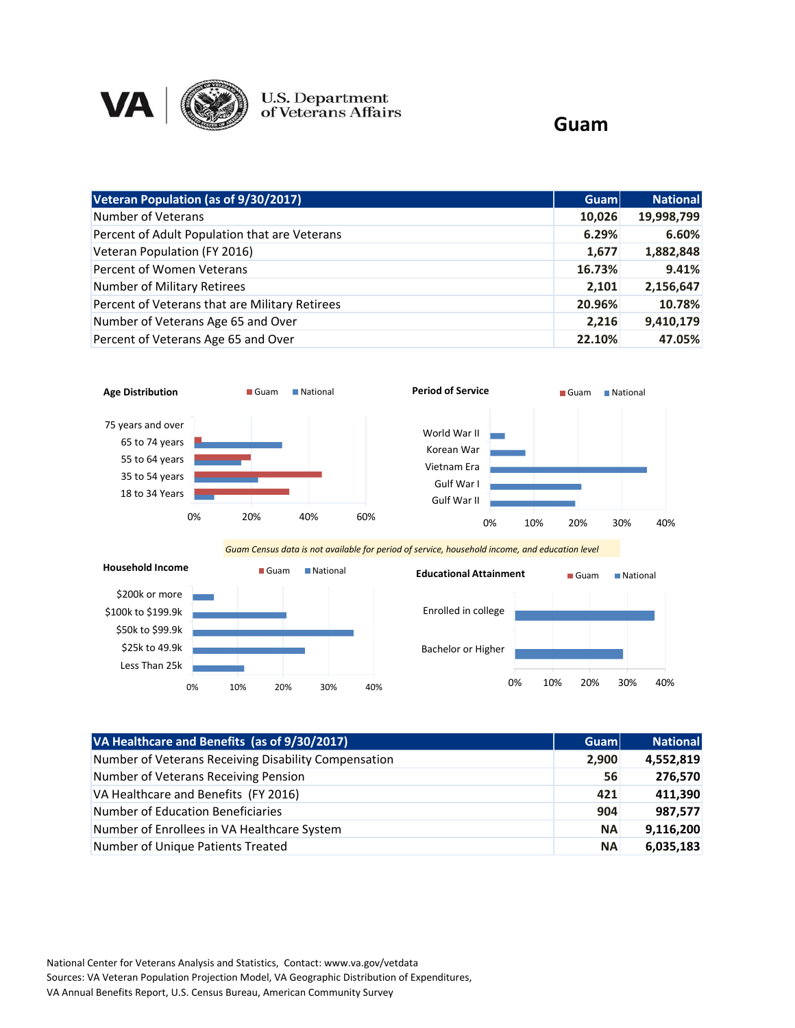# Guam

| Veteran Population (as of 9/30/2017) | Guam | National |
|---|---|---|
| Number of Veterans | 10,026 | 19,998,799 |
| Percent of Adult Population that are Veterans | 6.29% | 6.60% |
| Veteran Population (FY 2016) | 1,677 | 1,882,848 |
| Percent of Women Veterans | 16.73% | 9.41% |
| Number of Military Retirees | 2,101 | 2,156,647 |
| Percent of Veterans that are Military Retirees | 20.96% | 10.78% |
| Number of Veterans Age 65 and Over | 2,216 | 9,410,179 |
| Percent of Veterans Age 65 and Over | 22.10% | 47.05% |

**Age Distribution** (Guam, National)

75 years and over, 65 to 74 years, 55 to 64 years, 35 to 54 years, 18 to 34 Years

0% 20% 40% 60%

**Period of Service** (Guam, National)

World War II, Korean War, Vietnam Era, Gulf War I, Gulf War II

0% 10% 20% 30% 40%

*Guam Census data is not available for period of service, household income, and education level*

**Household Income** (Guam, National)

$200k or more, $100k to $199.9k, $50k to $99.9k, $25k to 49.9k, Less Than 25k

0% 10% 20% 30% 40%

**Educational Attainment** (Guam, National)

Enrolled in college, Bachelor or Higher

0% 10% 20% 30% 40%

| VA Healthcare and Benefits (as of 9/30/2017) | Guam | National |
|---|---|---|
| Number of Veterans Receiving Disability Compensation | 2,900 | 4,552,819 |
| Number of Veterans Receiving Pension | 56 | 276,570 |
| VA Healthcare and Benefits (FY 2016) | 421 | 411,390 |
| Number of Education Beneficiaries | 904 | 987,577 |
| Number of Enrollees in VA Healthcare System | NA | 9,116,200 |
| Number of Unique Patients Treated | NA | 6,035,183 |

National Center for Veterans Analysis and Statistics, Contact: www.va.gov/vetdata
Sources: VA Veteran Population Projection Model, VA Geographic Distribution of Expenditures, VA Annual Benefits Report, U.S. Census Bureau, American Community Survey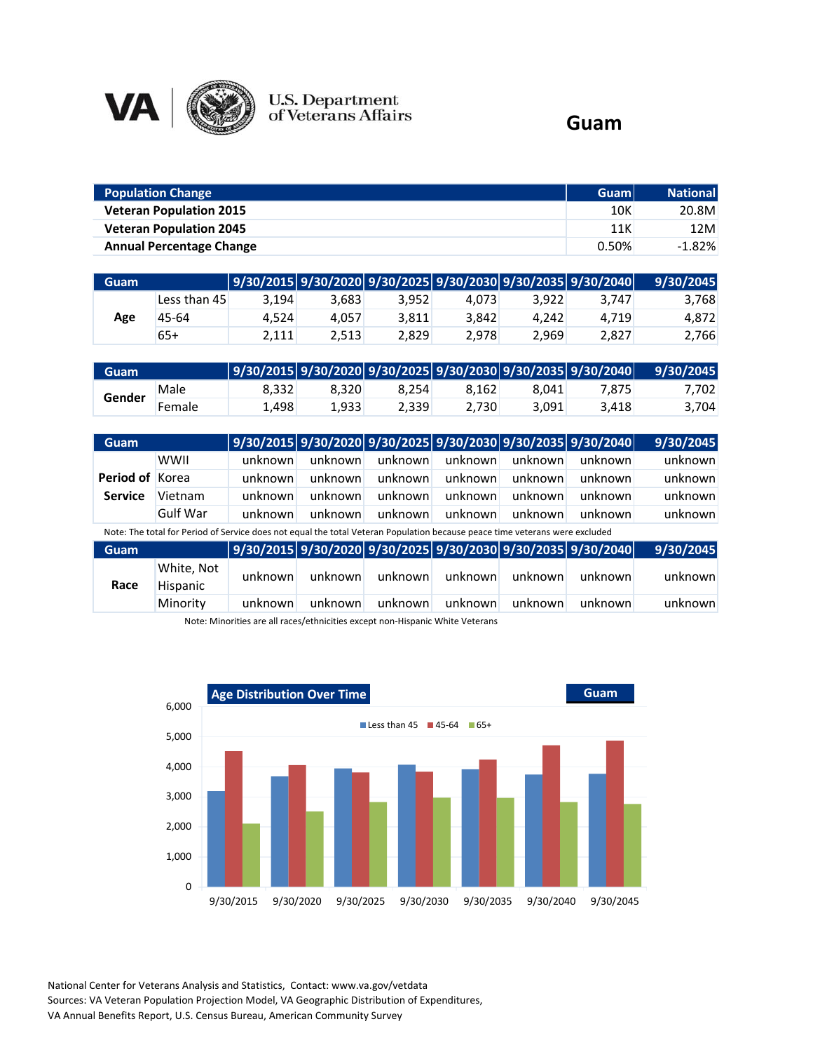U.S. Department of Veterans Affairs

# Guam

| Population Change | Guam | National |
|---|---|---|
| Veteran Population 2015 | 10K | 20.8M |
| Veteran Population 2045 | 11K | 12M |
| Annual Percentage Change | 0.50% | -1.82% |

| Guam | | 9/30/2015 | 9/30/2020 | 9/30/2025 | 9/30/2030 | 9/30/2035 | 9/30/2040 | 9/30/2045 |
|---|---|---|---|---|---|---|---|---|
| Age | Less than 45 | 3,194 | 3,683 | 3,952 | 4,073 | 3,922 | 3,747 | 3,768 |
| | 45-64 | 4,524 | 4,057 | 3,811 | 3,842 | 4,242 | 4,719 | 4,872 |
| | 65+ | 2,111 | 2,513 | 2,829 | 2,978 | 2,969 | 2,827 | 2,766 |

| Guam | | 9/30/2015 | 9/30/2020 | 9/30/2025 | 9/30/2030 | 9/30/2035 | 9/30/2040 | 9/30/2045 |
|---|---|---|---|---|---|---|---|---|
| Gender | Male | 8,332 | 8,320 | 8,254 | 8,162 | 8,041 | 7,875 | 7,702 |
| | Female | 1,498 | 1,933 | 2,339 | 2,730 | 3,091 | 3,418 | 3,704 |

| Guam | | 9/30/2015 | 9/30/2020 | 9/30/2025 | 9/30/2030 | 9/30/2035 | 9/30/2040 | 9/30/2045 |
|---|---|---|---|---|---|---|---|---|
| Period of Service | WWII | unknown | unknown | unknown | unknown | unknown | unknown | unknown |
| | Korea | unknown | unknown | unknown | unknown | unknown | unknown | unknown |
| | Vietnam | unknown | unknown | unknown | unknown | unknown | unknown | unknown |
| | Gulf War | unknown | unknown | unknown | unknown | unknown | unknown | unknown |

Note: The total for Period of Service does not equal the total Veteran Population because peace time veterans were excluded

| Guam | | 9/30/2015 | 9/30/2020 | 9/30/2025 | 9/30/2030 | 9/30/2035 | 9/30/2040 | 9/30/2045 |
|---|---|---|---|---|---|---|---|---|
| Race | White, Not Hispanic | unknown | unknown | unknown | unknown | unknown | unknown | unknown |
| | Minority | unknown | unknown | unknown | unknown | unknown | unknown | unknown |

Note: Minorities are all races/ethnicities except non-Hispanic White Veterans

Age Distribution Over Time

Guam

Less than 45
45-64
65+

6,000
5,000
4,000
3,000
2,000
1,000
0

9/30/2015
9/30/2020
9/30/2025
9/30/2030
9/30/2035
9/30/2040
9/30/2045

National Center for Veterans Analysis and Statistics, Contact: www.va.gov/vetdata
Sources: VA Veteran Population Projection Model, VA Geographic Distribution of Expenditures, VA Annual Benefits Report, U.S. Census Bureau, American Community Survey